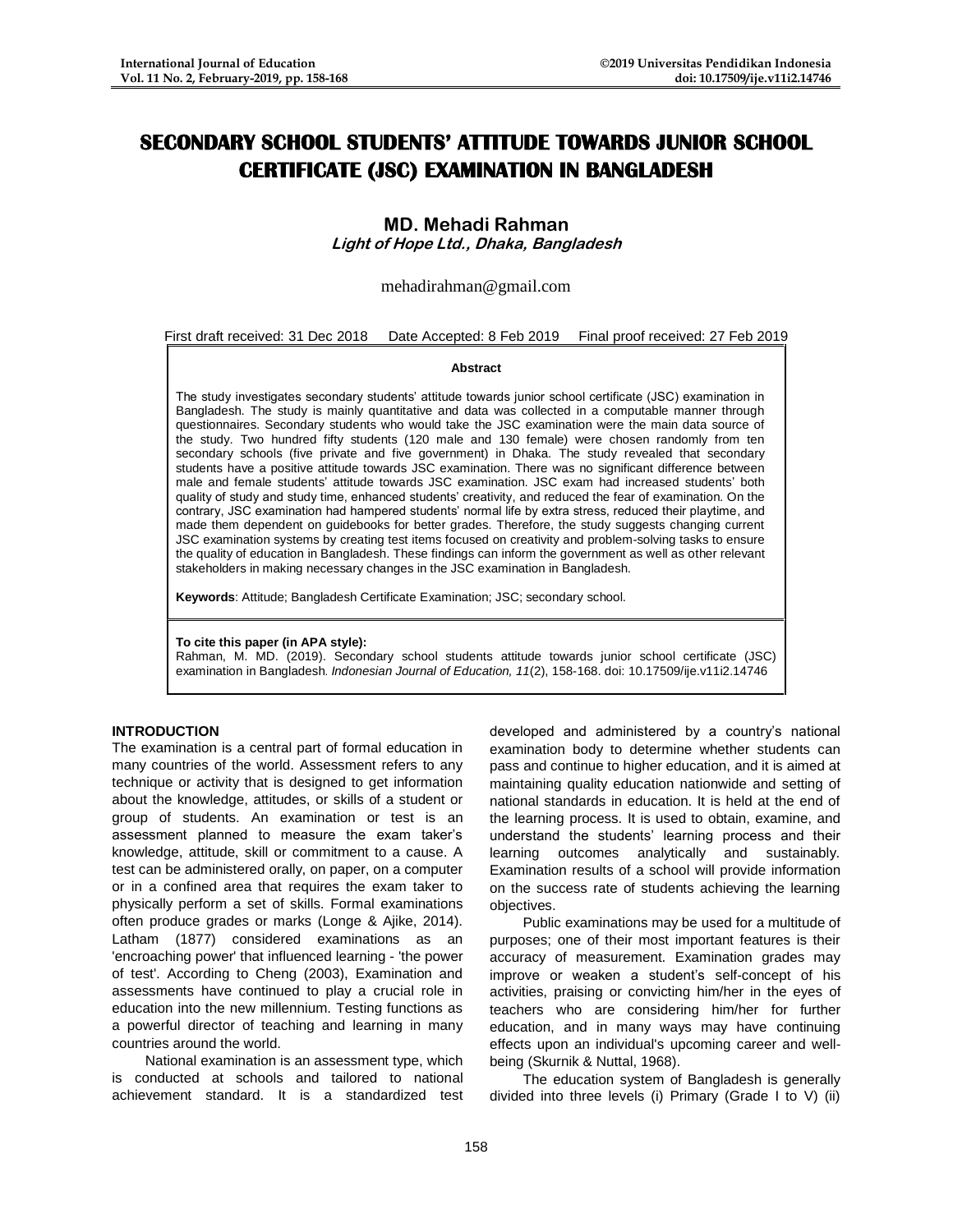# SECONDARY SCHOOL STUDENTS' ATTITUDE TOWARDS JUNIOR SCHOOL CERTIFICATE (JSC) EXAMINATION IN BANGLADESH

**MD. Mehadi Rahman**

***Light of Hope Ltd., Dhaka, Bangladesh***

mehadirahman@gmail.com

First draft received: 31 Dec 2018 Date Accepted: 8 Feb 2019 Final proof received: 27 Feb 2019

**Abstract**

The study investigates secondary students' attitude towards junior school certificate (JSC) examination in Bangladesh. The study is mainly quantitative and data was collected in a computable manner through questionnaires. Secondary students who would take the JSC examination were the main data source of the study. Two hundred fifty students (120 male and 130 female) were chosen randomly from ten secondary schools (five private and five government) in Dhaka. The study revealed that secondary students have a positive attitude towards JSC examination. There was no significant difference between male and female students' attitude towards JSC examination. JSC exam had increased students' both quality of study and study time, enhanced students' creativity, and reduced the fear of examination. On the contrary, JSC examination had hampered students' normal life by extra stress, reduced their playtime, and made them dependent on guidebooks for better grades. Therefore, the study suggests changing current JSC examination systems by creating test items focused on creativity and problem-solving tasks to ensure the quality of education in Bangladesh. These findings can inform the government as well as other relevant stakeholders in making necessary changes in the JSC examination in Bangladesh.

**Keywords**: Attitude; Bangladesh Certificate Examination; JSC; secondary school.

**To cite this paper (in APA style):**
Rahman, M. MD. (2019). Secondary school students attitude towards junior school certificate (JSC) examination in Bangladesh. *Indonesian Journal of Education, 11*(2), 158-168. doi: 10.17509/ije.v11i2.14746

## INTRODUCTION

The examination is a central part of formal education in many countries of the world. Assessment refers to any technique or activity that is designed to get information about the knowledge, attitudes, or skills of a student or group of students. An examination or test is an assessment planned to measure the exam taker's knowledge, attitude, skill or commitment to a cause. A test can be administered orally, on paper, on a computer or in a confined area that requires the exam taker to physically perform a set of skills. Formal examinations often produce grades or marks (Longe & Ajike, 2014). Latham (1877) considered examinations as an 'encroaching power' that influenced learning - 'the power of test'. According to Cheng (2003), Examination and assessments have continued to play a crucial role in education into the new millennium. Testing functions as a powerful director of teaching and learning in many countries around the world.

National examination is an assessment type, which is conducted at schools and tailored to national achievement standard. It is a standardized test developed and administered by a country's national examination body to determine whether students can pass and continue to higher education, and it is aimed at maintaining quality education nationwide and setting of national standards in education. It is held at the end of the learning process. It is used to obtain, examine, and understand the students' learning process and their learning outcomes analytically and sustainably. Examination results of a school will provide information on the success rate of students achieving the learning objectives.

Public examinations may be used for a multitude of purposes; one of their most important features is their accuracy of measurement. Examination grades may improve or weaken a student's self-concept of his activities, praising or convicting him/her in the eyes of teachers who are considering him/her for further education, and in many ways may have continuing effects upon an individual's upcoming career and well-being (Skurnik & Nuttal, 1968).

The education system of Bangladesh is generally divided into three levels (i) Primary (Grade I to V) (ii)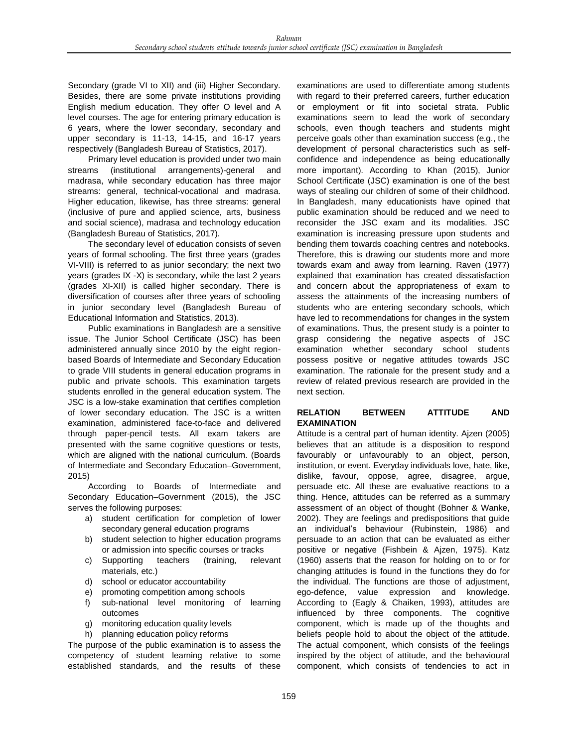Secondary (grade VI to XII) and (iii) Higher Secondary. Besides, there are some private institutions providing English medium education. They offer O level and A level courses. The age for entering primary education is 6 years, where the lower secondary, secondary and upper secondary is 11-13, 14-15, and 16-17 years respectively (Bangladesh Bureau of Statistics, 2017).

Primary level education is provided under two main streams (institutional arrangements)-general and madrasa, while secondary education has three major streams: general, technical-vocational and madrasa. Higher education, likewise, has three streams: general (inclusive of pure and applied science, arts, business and social science), madrasa and technology education (Bangladesh Bureau of Statistics, 2017).

The secondary level of education consists of seven years of formal schooling. The first three years (grades VI-VIII) is referred to as junior secondary; the next two years (grades IX -X) is secondary, while the last 2 years (grades XI-XII) is called higher secondary. There is diversification of courses after three years of schooling in junior secondary level (Bangladesh Bureau of Educational Information and Statistics, 2013).

Public examinations in Bangladesh are a sensitive issue. The Junior School Certificate (JSC) has been administered annually since 2010 by the eight region-based Boards of Intermediate and Secondary Education to grade VIII students in general education programs in public and private schools. This examination targets students enrolled in the general education system. The JSC is a low-stake examination that certifies completion of lower secondary education. The JSC is a written examination, administered face-to-face and delivered through paper-pencil tests. All exam takers are presented with the same cognitive questions or tests, which are aligned with the national curriculum. (Boards of Intermediate and Secondary Education–Government, 2015)

According to Boards of Intermediate and Secondary Education–Government (2015), the JSC serves the following purposes:

a) student certification for completion of lower secondary general education programs
b) student selection to higher education programs or admission into specific courses or tracks
c) Supporting teachers (training, relevant materials, etc.)
d) school or educator accountability
e) promoting competition among schools
f) sub-national level monitoring of learning outcomes
g) monitoring education quality levels
h) planning education policy reforms

The purpose of the public examination is to assess the competency of student learning relative to some established standards, and the results of these examinations are used to differentiate among students with regard to their preferred careers, further education or employment or fit into societal strata. Public examinations seem to lead the work of secondary schools, even though teachers and students might perceive goals other than examination success (e.g., the development of personal characteristics such as self-confidence and independence as being educationally more important). According to Khan (2015), Junior School Certificate (JSC) examination is one of the best ways of stealing our children of some of their childhood. In Bangladesh, many educationists have opined that public examination should be reduced and we need to reconsider the JSC exam and its modalities. JSC examination is increasing pressure upon students and bending them towards coaching centres and notebooks. Therefore, this is drawing our students more and more towards exam and away from learning. Raven (1977) explained that examination has created dissatisfaction and concern about the appropriateness of exam to assess the attainments of the increasing numbers of students who are entering secondary schools, which have led to recommendations for changes in the system of examinations. Thus, the present study is a pointer to grasp considering the negative aspects of JSC examination whether secondary school students possess positive or negative attitudes towards JSC examination. The rationale for the present study and a review of related previous research are provided in the next section.

## RELATION BETWEEN ATTITUDE AND EXAMINATION

Attitude is a central part of human identity. Ajzen (2005) believes that an attitude is a disposition to respond favourably or unfavourably to an object, person, institution, or event. Everyday individuals love, hate, like, dislike, favour, oppose, agree, disagree, argue, persuade etc. All these are evaluative reactions to a thing. Hence, attitudes can be referred as a summary assessment of an object of thought (Bohner & Wanke, 2002). They are feelings and predispositions that guide an individual's behaviour (Rubinstein, 1986) and persuade to an action that can be evaluated as either positive or negative (Fishbein & Ajzen, 1975). Katz (1960) asserts that the reason for holding on to or for changing attitudes is found in the functions they do for the individual. The functions are those of adjustment, ego-defence, value expression and knowledge. According to (Eagly & Chaiken, 1993), attitudes are influenced by three components. The cognitive component, which is made up of the thoughts and beliefs people hold to about the object of the attitude. The actual component, which consists of the feelings inspired by the object of attitude, and the behavioural component, which consists of tendencies to act in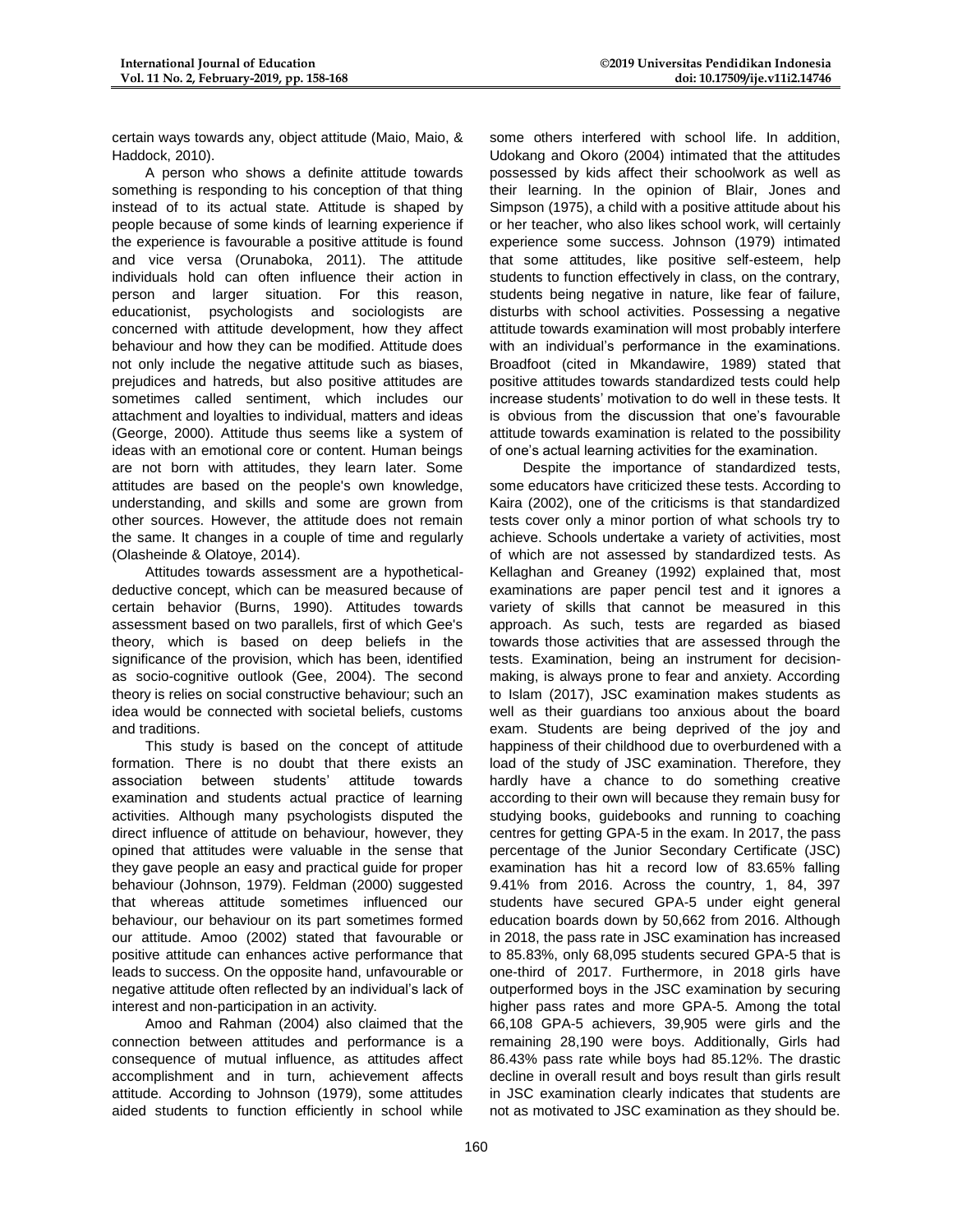certain ways towards any, object attitude (Maio, Maio, & Haddock, 2010).

A person who shows a definite attitude towards something is responding to his conception of that thing instead of to its actual state. Attitude is shaped by people because of some kinds of learning experience if the experience is favourable a positive attitude is found and vice versa (Orunaboka, 2011). The attitude individuals hold can often influence their action in person and larger situation. For this reason, educationist, psychologists and sociologists are concerned with attitude development, how they affect behaviour and how they can be modified. Attitude does not only include the negative attitude such as biases, prejudices and hatreds, but also positive attitudes are sometimes called sentiment, which includes our attachment and loyalties to individual, matters and ideas (George, 2000). Attitude thus seems like a system of ideas with an emotional core or content. Human beings are not born with attitudes, they learn later. Some attitudes are based on the people's own knowledge, understanding, and skills and some are grown from other sources. However, the attitude does not remain the same. It changes in a couple of time and regularly (Olasheinde & Olatoye, 2014).

Attitudes towards assessment are a hypothetical-deductive concept, which can be measured because of certain behavior (Burns, 1990). Attitudes towards assessment based on two parallels, first of which Gee's theory, which is based on deep beliefs in the significance of the provision, which has been, identified as socio-cognitive outlook (Gee, 2004). The second theory is relies on social constructive behaviour; such an idea would be connected with societal beliefs, customs and traditions.

This study is based on the concept of attitude formation. There is no doubt that there exists an association between students' attitude towards examination and students actual practice of learning activities. Although many psychologists disputed the direct influence of attitude on behaviour, however, they opined that attitudes were valuable in the sense that they gave people an easy and practical guide for proper behaviour (Johnson, 1979). Feldman (2000) suggested that whereas attitude sometimes influenced our behaviour, our behaviour on its part sometimes formed our attitude. Amoo (2002) stated that favourable or positive attitude can enhances active performance that leads to success. On the opposite hand, unfavourable or negative attitude often reflected by an individual's lack of interest and non-participation in an activity.

Amoo and Rahman (2004) also claimed that the connection between attitudes and performance is a consequence of mutual influence, as attitudes affect accomplishment and in turn, achievement affects attitude. According to Johnson (1979), some attitudes aided students to function efficiently in school while some others interfered with school life. In addition, Udokang and Okoro (2004) intimated that the attitudes possessed by kids affect their schoolwork as well as their learning. In the opinion of Blair, Jones and Simpson (1975), a child with a positive attitude about his or her teacher, who also likes school work, will certainly experience some success. Johnson (1979) intimated that some attitudes, like positive self-esteem, help students to function effectively in class, on the contrary, students being negative in nature, like fear of failure, disturbs with school activities. Possessing a negative attitude towards examination will most probably interfere with an individual's performance in the examinations. Broadfoot (cited in Mkandawire, 1989) stated that positive attitudes towards standardized tests could help increase students' motivation to do well in these tests. It is obvious from the discussion that one's favourable attitude towards examination is related to the possibility of one's actual learning activities for the examination.

Despite the importance of standardized tests, some educators have criticized these tests. According to Kaira (2002), one of the criticisms is that standardized tests cover only a minor portion of what schools try to achieve. Schools undertake a variety of activities, most of which are not assessed by standardized tests. As Kellaghan and Greaney (1992) explained that, most examinations are paper pencil test and it ignores a variety of skills that cannot be measured in this approach. As such, tests are regarded as biased towards those activities that are assessed through the tests. Examination, being an instrument for decision-making, is always prone to fear and anxiety. According to Islam (2017), JSC examination makes students as well as their guardians too anxious about the board exam. Students are being deprived of the joy and happiness of their childhood due to overburdened with a load of the study of JSC examination. Therefore, they hardly have a chance to do something creative according to their own will because they remain busy for studying books, guidebooks and running to coaching centres for getting GPA-5 in the exam. In 2017, the pass percentage of the Junior Secondary Certificate (JSC) examination has hit a record low of 83.65% falling 9.41% from 2016. Across the country, 1, 84, 397 students have secured GPA-5 under eight general education boards down by 50,662 from 2016. Although in 2018, the pass rate in JSC examination has increased to 85.83%, only 68,095 students secured GPA-5 that is one-third of 2017. Furthermore, in 2018 girls have outperformed boys in the JSC examination by securing higher pass rates and more GPA-5. Among the total 66,108 GPA-5 achievers, 39,905 were girls and the remaining 28,190 were boys. Additionally, Girls had 86.43% pass rate while boys had 85.12%. The drastic decline in overall result and boys result than girls result in JSC examination clearly indicates that students are not as motivated to JSC examination as they should be.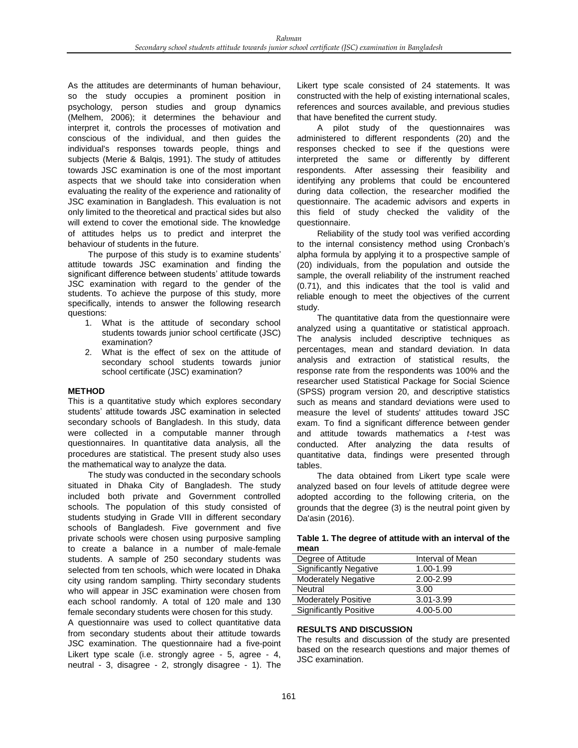As the attitudes are determinants of human behaviour, so the study occupies a prominent position in psychology, person studies and group dynamics (Melhem, 2006); it determines the behaviour and interpret it, controls the processes of motivation and conscious of the individual, and then guides the individual's responses towards people, things and subjects (Merie & Balqis, 1991). The study of attitudes towards JSC examination is one of the most important aspects that we should take into consideration when evaluating the reality of the experience and rationality of JSC examination in Bangladesh. This evaluation is not only limited to the theoretical and practical sides but also will extend to cover the emotional side. The knowledge of attitudes helps us to predict and interpret the behaviour of students in the future.

The purpose of this study is to examine students' attitude towards JSC examination and finding the significant difference between students' attitude towards JSC examination with regard to the gender of the students. To achieve the purpose of this study, more specifically, intends to answer the following research questions:

1. What is the attitude of secondary school students towards junior school certificate (JSC) examination?
2. What is the effect of sex on the attitude of secondary school students towards junior school certificate (JSC) examination?

## METHOD

This is a quantitative study which explores secondary students' attitude towards JSC examination in selected secondary schools of Bangladesh. In this study, data were collected in a computable manner through questionnaires. In quantitative data analysis, all the procedures are statistical. The present study also uses the mathematical way to analyze the data.

The study was conducted in the secondary schools situated in Dhaka City of Bangladesh. The study included both private and Government controlled schools. The population of this study consisted of students studying in Grade VIII in different secondary schools of Bangladesh. Five government and five private schools were chosen using purposive sampling to create a balance in a number of male-female students. A sample of 250 secondary students was selected from ten schools, which were located in Dhaka city using random sampling. Thirty secondary students who will appear in JSC examination were chosen from each school randomly. A total of 120 male and 130 female secondary students were chosen for this study.

A questionnaire was used to collect quantitative data from secondary students about their attitude towards JSC examination. The questionnaire had a five-point Likert type scale (i.e. strongly agree - 5, agree - 4, neutral - 3, disagree - 2, strongly disagree - 1). The Likert type scale consisted of 24 statements. It was constructed with the help of existing international scales, references and sources available, and previous studies that have benefited the current study.

A pilot study of the questionnaires was administered to different respondents (20) and the responses checked to see if the questions were interpreted the same or differently by different respondents. After assessing their feasibility and identifying any problems that could be encountered during data collection, the researcher modified the questionnaire. The academic advisors and experts in this field of study checked the validity of the questionnaire.

Reliability of the study tool was verified according to the internal consistency method using Cronbach's alpha formula by applying it to a prospective sample of (20) individuals, from the population and outside the sample, the overall reliability of the instrument reached (0.71), and this indicates that the tool is valid and reliable enough to meet the objectives of the current study.

The quantitative data from the questionnaire were analyzed using a quantitative or statistical approach. The analysis included descriptive techniques as percentages, mean and standard deviation. In data analysis and extraction of statistical results, the response rate from the respondents was 100% and the researcher used Statistical Package for Social Science (SPSS) program version 20, and descriptive statistics such as means and standard deviations were used to measure the level of students' attitudes toward JSC exam. To find a significant difference between gender and attitude towards mathematics a *t*-test was conducted. After analyzing the data results of quantitative data, findings were presented through tables.

The data obtained from Likert type scale were analyzed based on four levels of attitude degree were adopted according to the following criteria, on the grounds that the degree (3) is the neutral point given by Da'asin (2016).

**Table 1. The degree of attitude with an interval of the mean**

| Degree of Attitude | Interval of Mean |
|---|---|
| Significantly Negative | 1.00-1.99 |
| Moderately Negative | 2.00-2.99 |
| Neutral | 3.00 |
| Moderately Positive | 3.01-3.99 |
| Significantly Positive | 4.00-5.00 |

## RESULTS AND DISCUSSION

The results and discussion of the study are presented based on the research questions and major themes of JSC examination.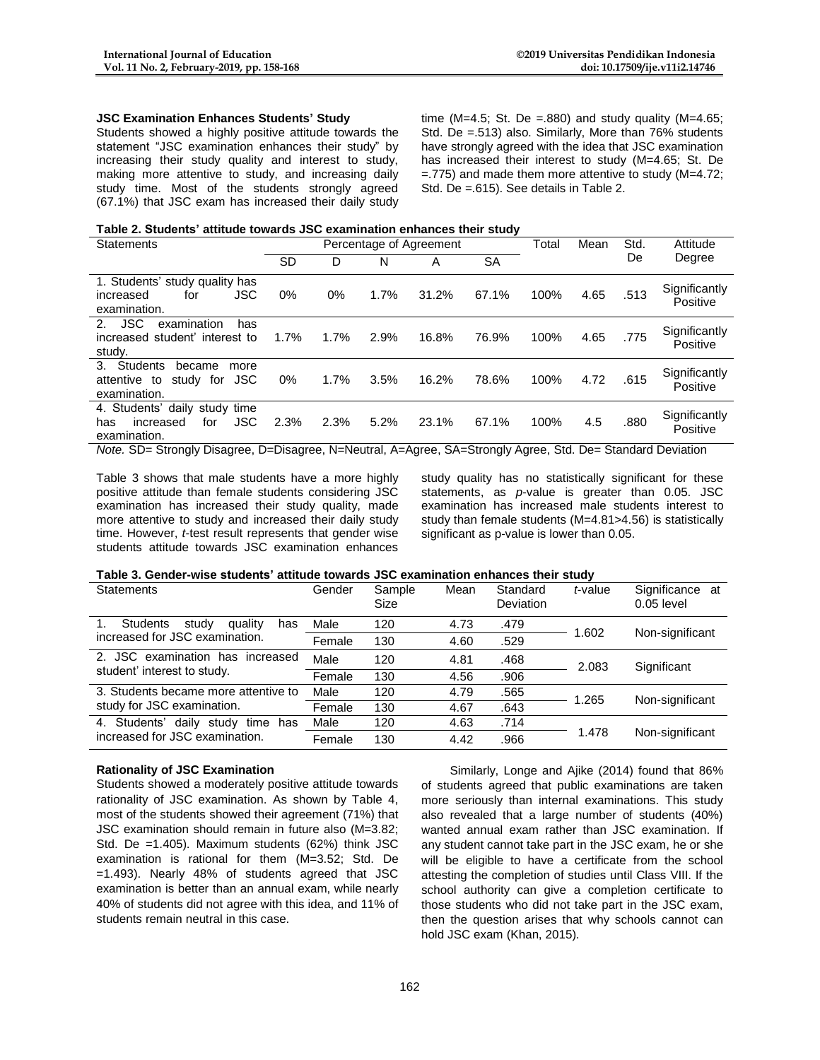### JSC Examination Enhances Students' Study

Students showed a highly positive attitude towards the statement "JSC examination enhances their study" by increasing their study quality and interest to study, making more attentive to study, and increasing daily study time. Most of the students strongly agreed (67.1%) that JSC exam has increased their daily study time (M=4.5; St. De =.880) and study quality (M=4.65; Std. De =.513) also. Similarly, More than 76% students have strongly agreed with the idea that JSC examination has increased their interest to study (M=4.65; St. De =.775) and made them more attentive to study (M=4.72; Std. De =.615). See details in Table 2.

**Table 2. Students' attitude towards JSC examination enhances their study**

| Statements | Percentage of Agreement | | | | | Total | Mean | Std. De | Attitude Degree |
|---|---|---|---|---|---|---|---|---|---|
| | SD | D | N | A | SA | | | | |
| 1. Students' study quality has increased for JSC examination. | 0% | 0% | 1.7% | 31.2% | 67.1% | 100% | 4.65 | .513 | Significantly Positive |
| 2. JSC examination has increased student' interest to study. | 1.7% | 1.7% | 2.9% | 16.8% | 76.9% | 100% | 4.65 | .775 | Significantly Positive |
| 3. Students became more attentive to study for JSC examination. | 0% | 1.7% | 3.5% | 16.2% | 78.6% | 100% | 4.72 | .615 | Significantly Positive |
| 4. Students' daily study time has increased for JSC examination. | 2.3% | 2.3% | 5.2% | 23.1% | 67.1% | 100% | 4.5 | .880 | Significantly Positive |

*Note.* SD= Strongly Disagree, D=Disagree, N=Neutral, A=Agree, SA=Strongly Agree, Std. De= Standard Deviation

Table 3 shows that male students have a more highly positive attitude than female students considering JSC examination has increased their study quality, made more attentive to study and increased their daily study time. However, *t*-test result represents that gender wise students attitude towards JSC examination enhances study quality has no statistically significant for these statements, as *p*-value is greater than 0.05. JSC examination has increased male students interest to study than female students (M=4.81>4.56) is statistically significant as p-value is lower than 0.05.

**Table 3. Gender-wise students' attitude towards JSC examination enhances their study**

| Statements | Gender | Sample Size | Mean | Standard Deviation | *t*-value | Significance at 0.05 level |
|---|---|---|---|---|---|---|
| 1. Students study quality has increased for JSC examination. | Male | 120 | 4.73 | .479 | 1.602 | Non-significant |
| | Female | 130 | 4.60 | .529 | | |
| 2. JSC examination has increased student' interest to study. | Male | 120 | 4.81 | .468 | 2.083 | Significant |
| | Female | 130 | 4.56 | .906 | | |
| 3. Students became more attentive to study for JSC examination. | Male | 120 | 4.79 | .565 | 1.265 | Non-significant |
| | Female | 130 | 4.67 | .643 | | |
| 4. Students' daily study time has increased for JSC examination. | Male | 120 | 4.63 | .714 | 1.478 | Non-significant |
| | Female | 130 | 4.42 | .966 | | |

### Rationality of JSC Examination

Students showed a moderately positive attitude towards rationality of JSC examination. As shown by Table 4, most of the students showed their agreement (71%) that JSC examination should remain in future also (M=3.82; Std. De =1.405). Maximum students (62%) think JSC examination is rational for them (M=3.52; Std. De =1.493). Nearly 48% of students agreed that JSC examination is better than an annual exam, while nearly 40% of students did not agree with this idea, and 11% of students remain neutral in this case.

Similarly, Longe and Ajike (2014) found that 86% of students agreed that public examinations are taken more seriously than internal examinations. This study also revealed that a large number of students (40%) wanted annual exam rather than JSC examination. If any student cannot take part in the JSC exam, he or she will be eligible to have a certificate from the school attesting the completion of studies until Class VIII. If the school authority can give a completion certificate to those students who did not take part in the JSC exam, then the question arises that why schools cannot can hold JSC exam (Khan, 2015).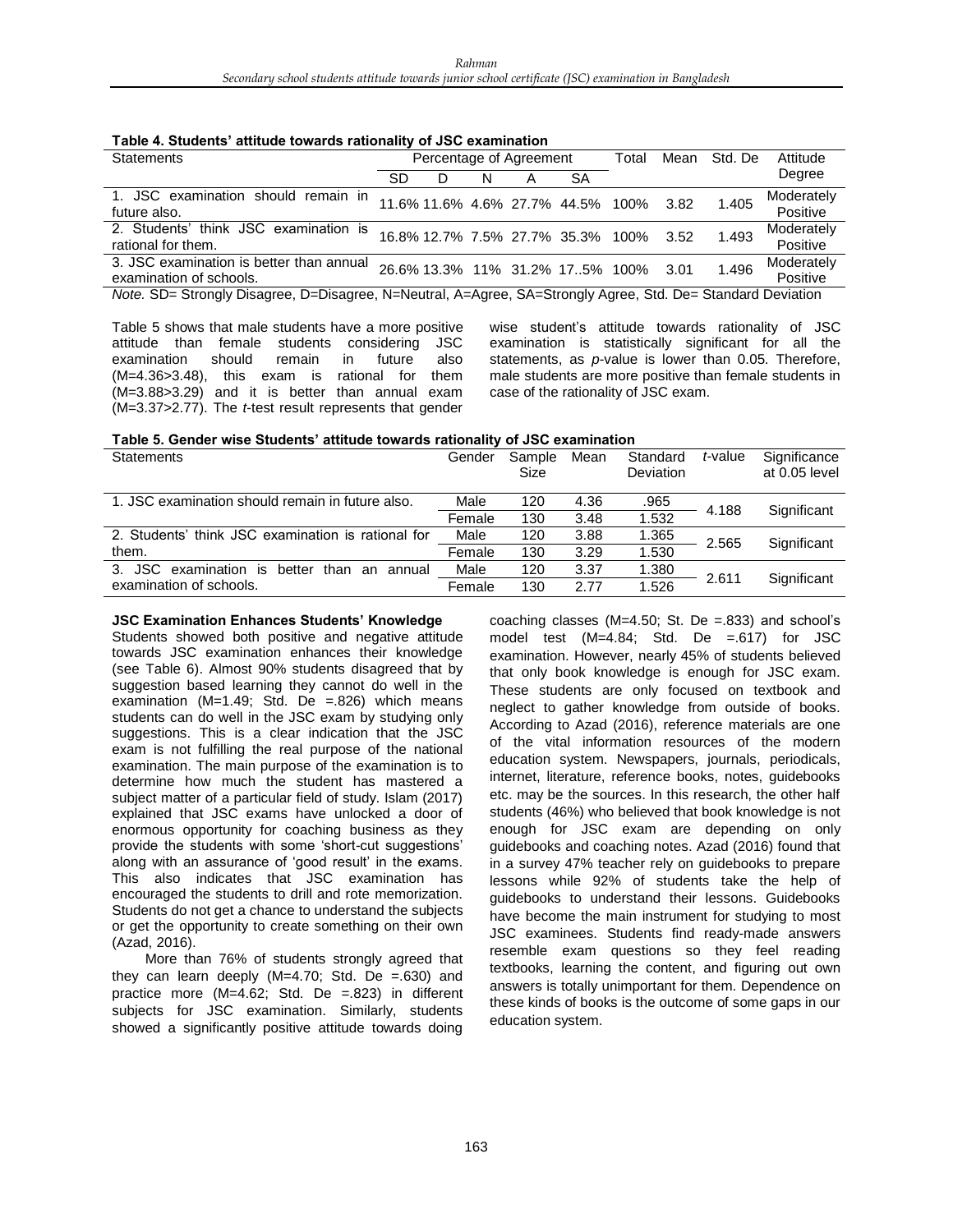**Table 4. Students' attitude towards rationality of JSC examination**

| Statements | Percentage of Agreement | | | | | Total | Mean | Std. De | Attitude Degree |
|---|---|---|---|---|---|---|---|---|---|
| | SD | D | N | A | SA | | | | |
| 1. JSC examination should remain in future also. | 11.6% | 11.6% | 4.6% | 27.7% | 44.5% | 100% | 3.82 | 1.405 | Moderately Positive |
| 2. Students' think JSC examination is rational for them. | 16.8% | 12.7% | 7.5% | 27.7% | 35.3% | 100% | 3.52 | 1.493 | Moderately Positive |
| 3. JSC examination is better than annual examination of schools. | 26.6% | 13.3% | 11% | 31.2% | 17..5% | 100% | 3.01 | 1.496 | Moderately Positive |

*Note.* SD= Strongly Disagree, D=Disagree, N=Neutral, A=Agree, SA=Strongly Agree, Std. De= Standard Deviation

Table 5 shows that male students have a more positive attitude than female students considering JSC examination should remain in future also (M=4.36>3.48), this exam is rational for them (M=3.88>3.29) and it is better than annual exam (M=3.37>2.77). The *t*-test result represents that gender wise student's attitude towards rationality of JSC examination is statistically significant for all the statements, as *p*-value is lower than 0.05. Therefore, male students are more positive than female students in case of the rationality of JSC exam.

**Table 5. Gender wise Students' attitude towards rationality of JSC examination**

| Statements | Gender | Sample Size | Mean | Standard Deviation | *t*-value | Significance at 0.05 level |
|---|---|---|---|---|---|---|
| 1. JSC examination should remain in future also. | Male | 120 | 4.36 | .965 | 4.188 | Significant |
| | Female | 130 | 3.48 | 1.532 | | |
| 2. Students' think JSC examination is rational for them. | Male | 120 | 3.88 | 1.365 | 2.565 | Significant |
| | Female | 130 | 3.29 | 1.530 | | |
| 3. JSC examination is better than an annual examination of schools. | Male | 120 | 3.37 | 1.380 | 2.611 | Significant |
| | Female | 130 | 2.77 | 1.526 | | |

**JSC Examination Enhances Students' Knowledge**

Students showed both positive and negative attitude towards JSC examination enhances their knowledge (see Table 6). Almost 90% students disagreed that by suggestion based learning they cannot do well in the examination (M=1.49; Std. De =.826) which means students can do well in the JSC exam by studying only suggestions. This is a clear indication that the JSC exam is not fulfilling the real purpose of the national examination. The main purpose of the examination is to determine how much the student has mastered a subject matter of a particular field of study. Islam (2017) explained that JSC exams have unlocked a door of enormous opportunity for coaching business as they provide the students with some 'short-cut suggestions' along with an assurance of 'good result' in the exams. This also indicates that JSC examination has encouraged the students to drill and rote memorization. Students do not get a chance to understand the subjects or get the opportunity to create something on their own (Azad, 2016).

More than 76% of students strongly agreed that they can learn deeply (M=4.70; Std. De =.630) and practice more (M=4.62; Std. De =.823) in different subjects for JSC examination. Similarly, students showed a significantly positive attitude towards doing coaching classes (M=4.50; St. De =.833) and school's model test (M=4.84; Std. De =.617) for JSC examination. However, nearly 45% of students believed that only book knowledge is enough for JSC exam. These students are only focused on textbook and neglect to gather knowledge from outside of books. According to Azad (2016), reference materials are one of the vital information resources of the modern education system. Newspapers, journals, periodicals, internet, literature, reference books, notes, guidebooks etc. may be the sources. In this research, the other half students (46%) who believed that book knowledge is not enough for JSC exam are depending on only guidebooks and coaching notes. Azad (2016) found that in a survey 47% teacher rely on guidebooks to prepare lessons while 92% of students take the help of guidebooks to understand their lessons. Guidebooks have become the main instrument for studying to most JSC examinees. Students find ready-made answers resemble exam questions so they feel reading textbooks, learning the content, and figuring out own answers is totally unimportant for them. Dependence on these kinds of books is the outcome of some gaps in our education system.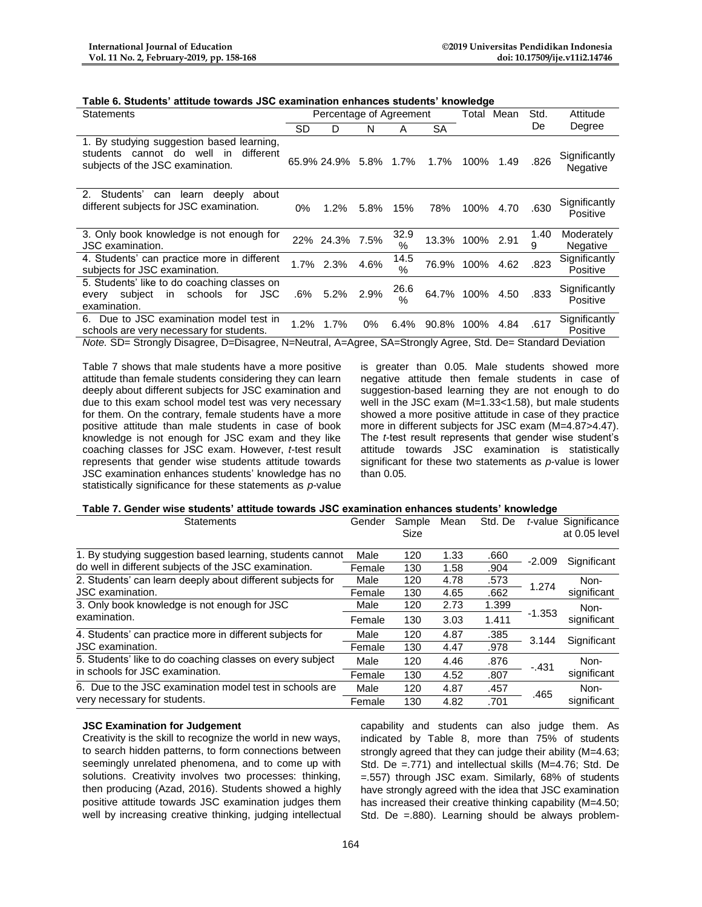**Table 6. Students' attitude towards JSC examination enhances students' knowledge**

| Statements | Percentage of Agreement | | | | | Total | Mean | Std. De | Attitude Degree |
|---|---|---|---|---|---|---|---|---|---|
| | SD | D | N | A | SA | | | | |
| 1. By studying suggestion based learning, students cannot do well in different subjects of the JSC examination. | 65.9% | 24.9% | 5.8% | 1.7% | 1.7% | 100% | 1.49 | .826 | Significantly Negative |
| 2. Students' can learn deeply about different subjects for JSC examination. | 0% | 1.2% | 5.8% | 15% | 78% | 100% | 4.70 | .630 | Significantly Positive |
| 3. Only book knowledge is not enough for JSC examination. | 22% | 24.3% | 7.5% | 32.9 % | 13.3% | 100% | 2.91 | 1.409 | Moderately Negative |
| 4. Students' can practice more in different subjects for JSC examination. | 1.7% | 2.3% | 4.6% | 14.5 % | 76.9% | 100% | 4.62 | .823 | Significantly Positive |
| 5. Students' like to do coaching classes on every subject in schools for JSC examination. | .6% | 5.2% | 2.9% | 26.6 % | 64.7% | 100% | 4.50 | .833 | Significantly Positive |
| 6. Due to JSC examination model test in schools are very necessary for students. | 1.2% | 1.7% | 0% | 6.4% | 90.8% | 100% | 4.84 | .617 | Significantly Positive |

*Note.* SD= Strongly Disagree, D=Disagree, N=Neutral, A=Agree, SA=Strongly Agree, Std. De= Standard Deviation

Table 7 shows that male students have a more positive attitude than female students considering they can learn deeply about different subjects for JSC examination and due to this exam school model test was very necessary for them. On the contrary, female students have a more positive attitude than male students in case of book knowledge is not enough for JSC exam and they like coaching classes for JSC exam. However, *t*-test result represents that gender wise students attitude towards JSC examination enhances students' knowledge has no statistically significance for these statements as *p*-value is greater than 0.05. Male students showed more negative attitude then female students in case of suggestion-based learning they are not enough to do well in the JSC exam (M=1.33<1.58), but male students showed a more positive attitude in case of they practice more in different subjects for JSC exam (M=4.87>4.47). The *t*-test result represents that gender wise student's attitude towards JSC examination is statistically significant for these two statements as *p*-value is lower than 0.05.

**Table 7. Gender wise students' attitude towards JSC examination enhances students' knowledge**

| Statements | Gender | Sample Size | Mean | Std. De | *t*-value | Significance at 0.05 level |
|---|---|---|---|---|---|---|
| 1. By studying suggestion based learning, students cannot do well in different subjects of the JSC examination. | Male | 120 | 1.33 | .660 | -2.009 | Significant |
| | Female | 130 | 1.58 | .904 | | |
| 2. Students' can learn deeply about different subjects for JSC examination. | Male | 120 | 4.78 | .573 | 1.274 | Non-significant |
| | Female | 130 | 4.65 | .662 | | |
| 3. Only book knowledge is not enough for JSC examination. | Male | 120 | 2.73 | 1.399 | -1.353 | Non-significant |
| | Female | 130 | 3.03 | 1.411 | | |
| 4. Students' can practice more in different subjects for JSC examination. | Male | 120 | 4.87 | .385 | 3.144 | Significant |
| | Female | 130 | 4.47 | .978 | | |
| 5. Students' like to do coaching classes on every subject in schools for JSC examination. | Male | 120 | 4.46 | .876 | -.431 | Non-significant |
| | Female | 130 | 4.52 | .807 | | |
| 6. Due to the JSC examination model test in schools are very necessary for students. | Male | 120 | 4.87 | .457 | .465 | Non-significant |
| | Female | 130 | 4.82 | .701 | | |

### JSC Examination for Judgement

Creativity is the skill to recognize the world in new ways, to search hidden patterns, to form connections between seemingly unrelated phenomena, and to come up with solutions. Creativity involves two processes: thinking, then producing (Azad, 2016). Students showed a highly positive attitude towards JSC examination judges them well by increasing creative thinking, judging intellectual capability and students can also judge them. As indicated by Table 8, more than 75% of students strongly agreed that they can judge their ability (M=4.63; Std. De =.771) and intellectual skills (M=4.76; Std. De =.557) through JSC exam. Similarly, 68% of students have strongly agreed with the idea that JSC examination has increased their creative thinking capability (M=4.50; Std. De =.880). Learning should be always problem-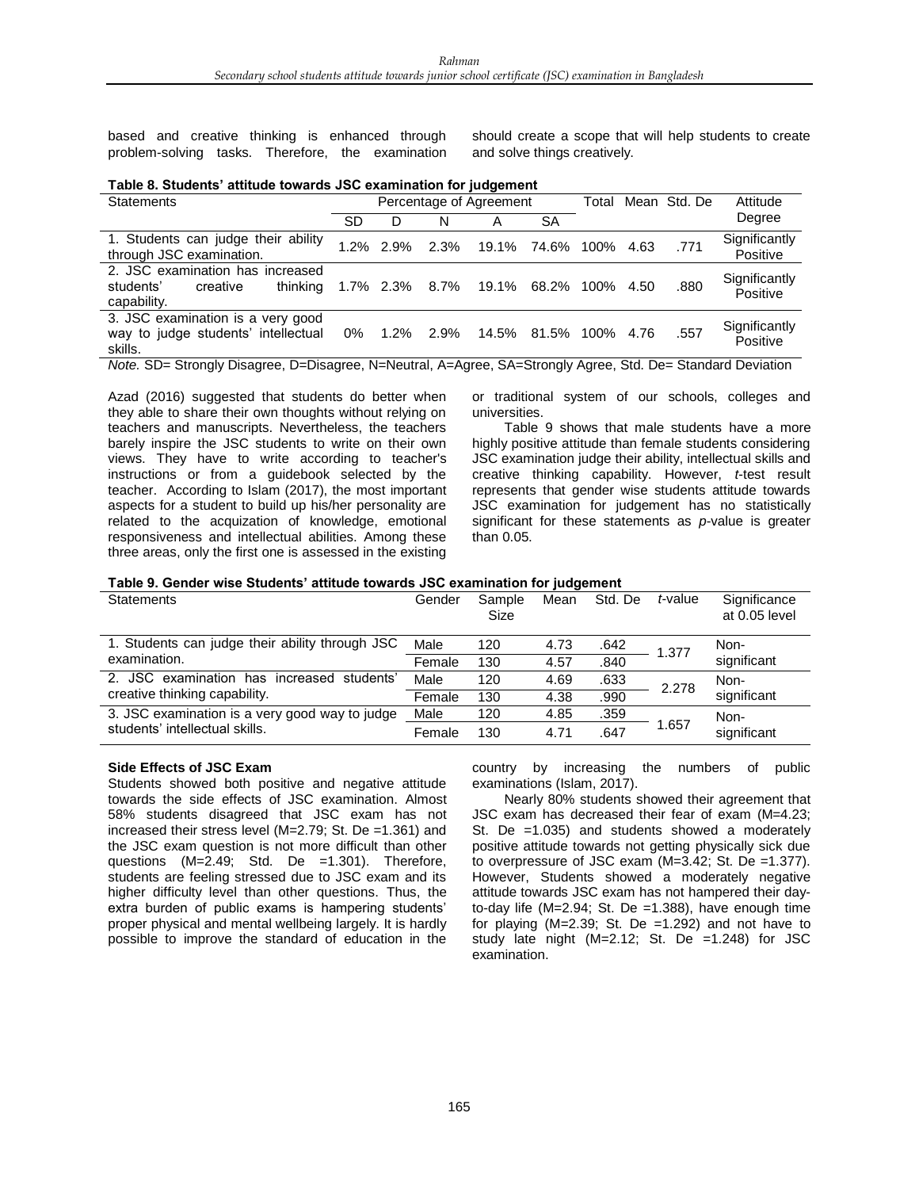based and creative thinking is enhanced through problem-solving tasks. Therefore, the examination should create a scope that will help students to create and solve things creatively.

**Table 8. Students' attitude towards JSC examination for judgement**

| Statements | Percentage of Agreement | | | | | Total | Mean | Std. De | Attitude Degree |
|---|---|---|---|---|---|---|---|---|---|
| | SD | D | N | A | SA | | | | |
| 1. Students can judge their ability through JSC examination. | 1.2% | 2.9% | 2.3% | 19.1% | 74.6% | 100% | 4.63 | .771 | Significantly Positive |
| 2. JSC examination has increased students' creative thinking capability. | 1.7% | 2.3% | 8.7% | 19.1% | 68.2% | 100% | 4.50 | .880 | Significantly Positive |
| 3. JSC examination is a very good way to judge students' intellectual skills. | 0% | 1.2% | 2.9% | 14.5% | 81.5% | 100% | 4.76 | .557 | Significantly Positive |

*Note.* SD= Strongly Disagree, D=Disagree, N=Neutral, A=Agree, SA=Strongly Agree, Std. De= Standard Deviation

Azad (2016) suggested that students do better when they able to share their own thoughts without relying on teachers and manuscripts. Nevertheless, the teachers barely inspire the JSC students to write on their own views. They have to write according to teacher's instructions or from a guidebook selected by the teacher. According to Islam (2017), the most important aspects for a student to build up his/her personality are related to the acquization of knowledge, emotional responsiveness and intellectual abilities. Among these three areas, only the first one is assessed in the existing or traditional system of our schools, colleges and universities.

Table 9 shows that male students have a more highly positive attitude than female students considering JSC examination judge their ability, intellectual skills and creative thinking capability. However, *t*-test result represents that gender wise students attitude towards JSC examination for judgement has no statistically significant for these statements as *p*-value is greater than 0.05.

**Table 9. Gender wise Students' attitude towards JSC examination for judgement**

| Statements | Gender | Sample Size | Mean | Std. De | *t*-value | Significance at 0.05 level |
|---|---|---|---|---|---|---|
| 1. Students can judge their ability through JSC examination. | Male | 120 | 4.73 | .642 | 1.377 | Non-significant |
| | Female | 130 | 4.57 | .840 | | |
| 2. JSC examination has increased students' creative thinking capability. | Male | 120 | 4.69 | .633 | 2.278 | Non-significant |
| | Female | 130 | 4.38 | .990 | | |
| 3. JSC examination is a very good way to judge students' intellectual skills. | Male | 120 | 4.85 | .359 | 1.657 | Non-significant |
| | Female | 130 | 4.71 | .647 | | |

**Side Effects of JSC Exam**

Students showed both positive and negative attitude towards the side effects of JSC examination. Almost 58% students disagreed that JSC exam has not increased their stress level (M=2.79; St. De =1.361) and the JSC exam question is not more difficult than other questions (M=2.49; Std. De =1.301). Therefore, students are feeling stressed due to JSC exam and its higher difficulty level than other questions. Thus, the extra burden of public exams is hampering students' proper physical and mental wellbeing largely. It is hardly possible to improve the standard of education in the country by increasing the numbers of public examinations (Islam, 2017).

Nearly 80% students showed their agreement that JSC exam has decreased their fear of exam (M=4.23; St. De =1.035) and students showed a moderately positive attitude towards not getting physically sick due to overpressure of JSC exam (M=3.42; St. De =1.377). However, Students showed a moderately negative attitude towards JSC exam has not hampered their day-to-day life (M=2.94; St. De =1.388), have enough time for playing (M=2.39; St. De =1.292) and not have to study late night (M=2.12; St. De =1.248) for JSC examination.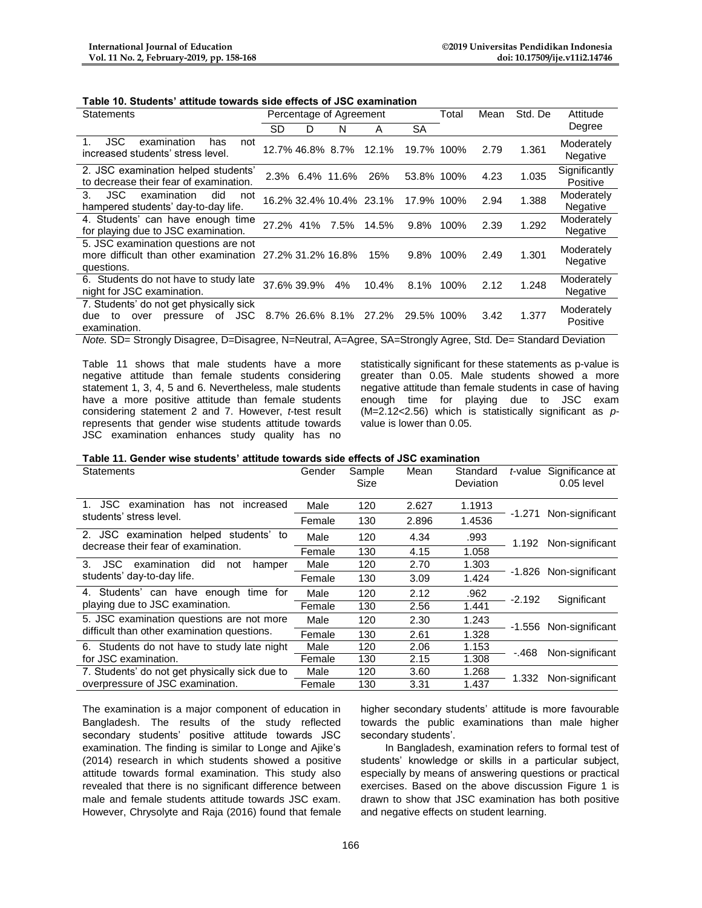**Table 10. Students' attitude towards side effects of JSC examination**

| Statements | Percentage of Agreement | | | | | Total | Mean | Std. De | Attitude Degree |
|---|---|---|---|---|---|---|---|---|---|
| | SD | D | N | A | SA | | | | |
| 1. JSC examination has not increased students' stress level. | 12.7% | 46.8% | 8.7% | 12.1% | 19.7% | 100% | 2.79 | 1.361 | Moderately Negative |
| 2. JSC examination helped students' to decrease their fear of examination. | 2.3% | 6.4% | 11.6% | 26% | 53.8% | 100% | 4.23 | 1.035 | Significantly Positive |
| 3. JSC examination did not hampered students' day-to-day life. | 16.2% | 32.4% | 10.4% | 23.1% | 17.9% | 100% | 2.94 | 1.388 | Moderately Negative |
| 4. Students' can have enough time for playing due to JSC examination. | 27.2% | 41% | 7.5% | 14.5% | 9.8% | 100% | 2.39 | 1.292 | Moderately Negative |
| 5. JSC examination questions are not more difficult than other examination questions. | 27.2% | 31.2% | 16.8% | 15% | 9.8% | 100% | 2.49 | 1.301 | Moderately Negative |
| 6. Students do not have to study late night for JSC examination. | 37.6% | 39.9% | 4% | 10.4% | 8.1% | 100% | 2.12 | 1.248 | Moderately Negative |
| 7. Students' do not get physically sick due to over pressure of JSC examination. | 8.7% | 26.6% | 8.1% | 27.2% | 29.5% | 100% | 3.42 | 1.377 | Moderately Positive |

*Note.* SD= Strongly Disagree, D=Disagree, N=Neutral, A=Agree, SA=Strongly Agree, Std. De= Standard Deviation

Table 11 shows that male students have a more negative attitude than female students considering statement 1, 3, 4, 5 and 6. Nevertheless, male students have a more positive attitude than female students considering statement 2 and 7. However, *t*-test result represents that gender wise students attitude towards JSC examination enhances study quality has no statistically significant for these statements as p-value is greater than 0.05. Male students showed a more negative attitude than female students in case of having enough time for playing due to JSC exam (M=2.12<2.56) which is statistically significant as *p*-value is lower than 0.05.

**Table 11. Gender wise students' attitude towards side effects of JSC examination**

| Statements | Gender | Sample Size | Mean | Standard Deviation | *t*-value | Significance at 0.05 level |
|---|---|---|---|---|---|---|
| 1. JSC examination has not increased students' stress level. | Male | 120 | 2.627 | 1.1913 | -1.271 | Non-significant |
| | Female | 130 | 2.896 | 1.4536 | | |
| 2. JSC examination helped students' to decrease their fear of examination. | Male | 120 | 4.34 | .993 | 1.192 | Non-significant |
| | Female | 130 | 4.15 | 1.058 | | |
| 3. JSC examination did not hamper students' day-to-day life. | Male | 120 | 2.70 | 1.303 | -1.826 | Non-significant |
| | Female | 130 | 3.09 | 1.424 | | |
| 4. Students' can have enough time for playing due to JSC examination. | Male | 120 | 2.12 | .962 | -2.192 | Significant |
| | Female | 130 | 2.56 | 1.441 | | |
| 5. JSC examination questions are not more difficult than other examination questions. | Male | 120 | 2.30 | 1.243 | -1.556 | Non-significant |
| | Female | 130 | 2.61 | 1.328 | | |
| 6. Students do not have to study late night for JSC examination. | Male | 120 | 2.06 | 1.153 | -.468 | Non-significant |
| | Female | 130 | 2.15 | 1.308 | | |
| 7. Students' do not get physically sick due to overpressure of JSC examination. | Male | 120 | 3.60 | 1.268 | 1.332 | Non-significant |
| | Female | 130 | 3.31 | 1.437 | | |

The examination is a major component of education in Bangladesh. The results of the study reflected secondary students' positive attitude towards JSC examination. The finding is similar to Longe and Ajike's (2014) research in which students showed a positive attitude towards formal examination. This study also revealed that there is no significant difference between male and female students attitude towards JSC exam. However, Chrysolyte and Raja (2016) found that female higher secondary students' attitude is more favourable towards the public examinations than male higher secondary students'.

In Bangladesh, examination refers to formal test of students' knowledge or skills in a particular subject, especially by means of answering questions or practical exercises. Based on the above discussion Figure 1 is drawn to show that JSC examination has both positive and negative effects on student learning.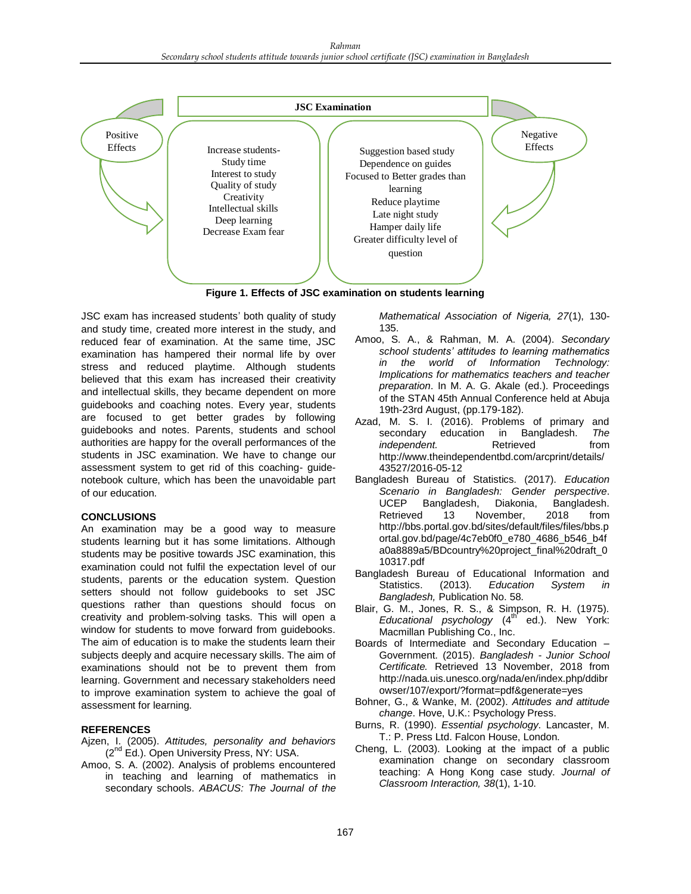JSC Examination

| Positive Effects | | | Negative Effects |
|---|---|---|---|
| | Increase students-<br>Study time<br>Interest to study<br>Quality of study<br>Creativity<br>Intellectual skills<br>Deep learning<br>Decrease Exam fear | Suggestion based study<br>Dependence on guides<br>Focused to Better grades than learning<br>Reduce playtime<br>Late night study<br>Hamper daily life<br>Greater difficulty level of question | |

**Figure 1. Effects of JSC examination on students learning**

JSC exam has increased students' both quality of study and study time, created more interest in the study, and reduced fear of examination. At the same time, JSC examination has hampered their normal life by over stress and reduced playtime. Although students believed that this exam has increased their creativity and intellectual skills, they became dependent on more guidebooks and coaching notes. Every year, students are focused to get better grades by following guidebooks and notes. Parents, students and school authorities are happy for the overall performances of the students in JSC examination. We have to change our assessment system to get rid of this coaching- guide-notebook culture, which has been the unavoidable part of our education.

## CONCLUSIONS

An examination may be a good way to measure students learning but it has some limitations. Although students may be positive towards JSC examination, this examination could not fulfil the expectation level of our students, parents or the education system. Question setters should not follow guidebooks to set JSC questions rather than questions should focus on creativity and problem-solving tasks. This will open a window for students to move forward from guidebooks. The aim of education is to make the students learn their subjects deeply and acquire necessary skills. The aim of examinations should not be to prevent them from learning. Government and necessary stakeholders need to improve examination system to achieve the goal of assessment for learning.

## REFERENCES

Ajzen, I. (2005). *Attitudes, personality and behaviors* (2nd Ed.). Open University Press, NY: USA.

Amoo, S. A. (2002). Analysis of problems encountered in teaching and learning of mathematics in secondary schools. *ABACUS: The Journal of the Mathematical Association of Nigeria, 27*(1), 130-135.

Amoo, S. A., & Rahman, M. A. (2004). *Secondary school students' attitudes to learning mathematics in the world of Information Technology: Implications for mathematics teachers and teacher preparation*. In M. A. G. Akale (ed.). Proceedings of the STAN 45th Annual Conference held at Abuja 19th-23rd August, (pp.179-182).

Azad, M. S. I. (2016). Problems of primary and secondary education in Bangladesh. *The independent.* Retrieved from http://www.theindependentbd.com/arcprint/details/43527/2016-05-12

Bangladesh Bureau of Statistics. (2017). *Education Scenario in Bangladesh: Gender perspective*. UCEP Bangladesh, Diakonia, Bangladesh. Retrieved 13 November, 2018 from http://bbs.portal.gov.bd/sites/default/files/files/bbs.portal.gov.bd/page/4c7eb0f0_e780_4686_b546_b4fa0a8889a5/BDcountry%20project_final%20draft_010317.pdf

Bangladesh Bureau of Educational Information and Statistics. (2013). *Education System in Bangladesh,* Publication No. 58.

Blair, G. M., Jones, R. S., & Simpson, R. H. (1975). *Educational psychology* (4th ed.). New York: Macmillan Publishing Co., Inc.

Boards of Intermediate and Secondary Education – Government. (2015). *Bangladesh - Junior School Certificate.* Retrieved 13 November, 2018 from http://nada.uis.unesco.org/nada/en/index.php/ddibrowser/107/export/?format=pdf&generate=yes

Bohner, G., & Wanke, M. (2002). *Attitudes and attitude change*. Hove, U.K.: Psychology Press.

Burns, R. (1990). *Essential psychology*. Lancaster, M. T.: P. Press Ltd. Falcon House, London.

Cheng, L. (2003). Looking at the impact of a public examination change on secondary classroom teaching: A Hong Kong case study. *Journal of Classroom Interaction, 38*(1), 1-10.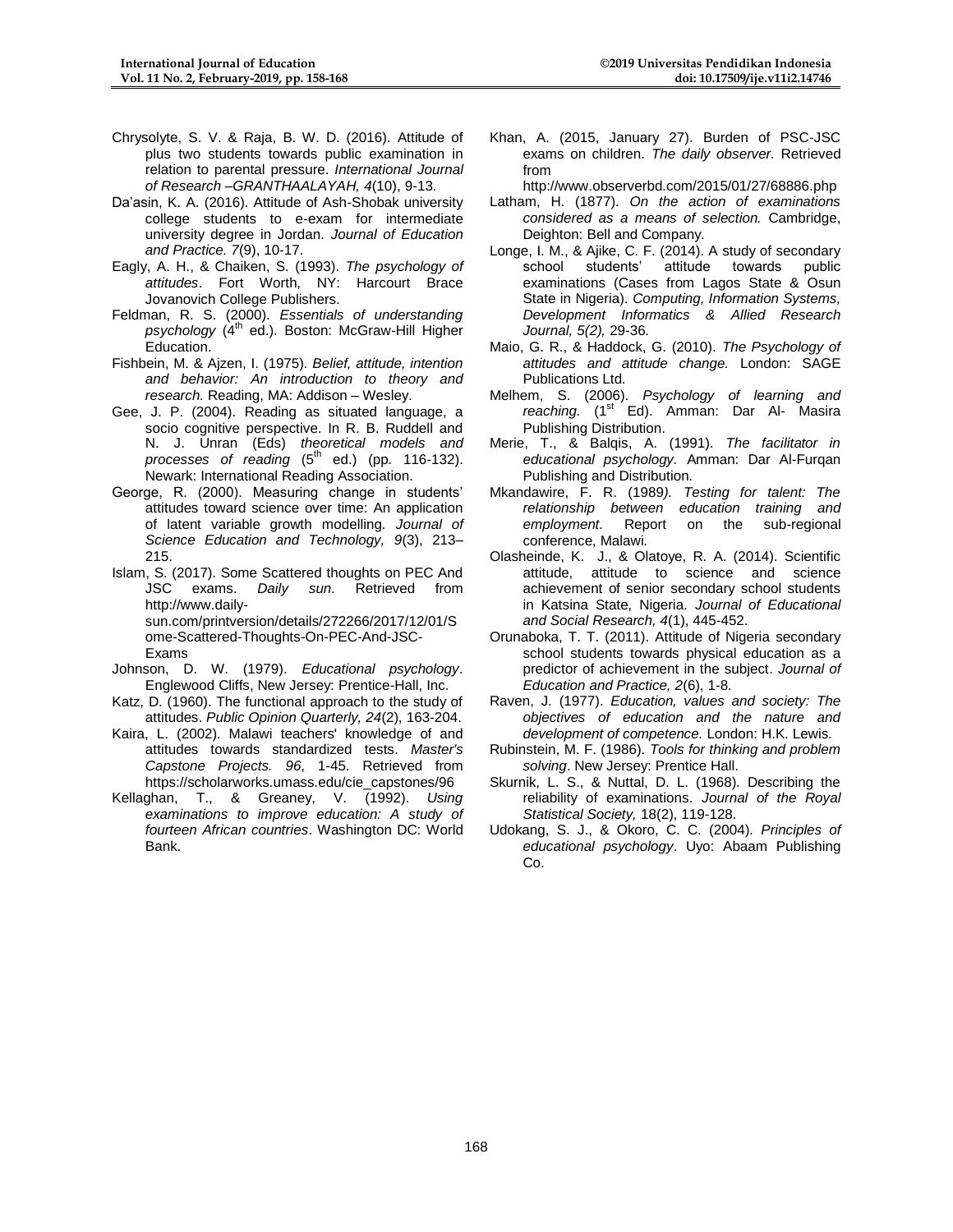Chrysolyte, S. V. & Raja, B. W. D. (2016). Attitude of plus two students towards public examination in relation to parental pressure. *International Journal of Research –GRANTHAALAYAH, 4*(10), 9-13.

Da'asin, K. A. (2016). Attitude of Ash-Shobak university college students to e-exam for intermediate university degree in Jordan. *Journal of Education and Practice. 7*(9), 10-17.

Eagly, A. H., & Chaiken, S. (1993). *The psychology of attitudes*. Fort Worth, NY: Harcourt Brace Jovanovich College Publishers.

Feldman, R. S. (2000). *Essentials of understanding psychology* (4th ed.). Boston: McGraw-Hill Higher Education.

Fishbein, M. & Ajzen, I. (1975). *Belief, attitude, intention and behavior: An introduction to theory and research.* Reading, MA: Addison – Wesley.

Gee, J. P. (2004). Reading as situated language, a socio cognitive perspective. In R. B. Ruddell and N. J. Unran (Eds) *theoretical models and processes of reading* (5th ed.) (pp. 116-132). Newark: International Reading Association.

George, R. (2000). Measuring change in students' attitudes toward science over time: An application of latent variable growth modelling. *Journal of Science Education and Technology, 9*(3), 213–215.

Islam, S. (2017). Some Scattered thoughts on PEC And JSC exams. *Daily sun*. Retrieved from http://www.daily-sun.com/printversion/details/272266/2017/12/01/Some-Scattered-Thoughts-On-PEC-And-JSC-Exams

Johnson, D. W. (1979). *Educational psychology*. Englewood Cliffs, New Jersey: Prentice-Hall, Inc.

Katz, D. (1960). The functional approach to the study of attitudes. *Public Opinion Quarterly, 24*(2), 163-204.

Kaira, L. (2002). Malawi teachers' knowledge of and attitudes towards standardized tests. *Master's Capstone Projects. 96*, 1-45. Retrieved from https://scholarworks.umass.edu/cie_capstones/96

Kellaghan, T., & Greaney, V. (1992). *Using examinations to improve education: A study of fourteen African countries*. Washington DC: World Bank.

Khan, A. (2015, January 27). Burden of PSC-JSC exams on children. *The daily observer.* Retrieved from http://www.observerbd.com/2015/01/27/68886.php

Latham, H. (1877). *On the action of examinations considered as a means of selection.* Cambridge, Deighton: Bell and Company.

Longe, I. M., & Ajike, C. F. (2014). A study of secondary school students' attitude towards public examinations (Cases from Lagos State & Osun State in Nigeria). *Computing, Information Systems, Development Informatics & Allied Research Journal, 5(2),* 29-36.

Maio, G. R., & Haddock, G. (2010). *The Psychology of attitudes and attitude change.* London: SAGE Publications Ltd.

Melhem, S. (2006). *Psychology of learning and reaching.* (1st Ed). Amman: Dar Al- Masira Publishing Distribution.

Merie, T., & Balqis, A. (1991). *The facilitator in educational psychology.* Amman: Dar Al-Furqan Publishing and Distribution.

Mkandawire, F. R. (1989). *Testing for talent: The relationship between education training and employment.* Report on the sub-regional conference, Malawi.

Olasheinde, K. J., & Olatoye, R. A. (2014). Scientific attitude, attitude to science and science achievement of senior secondary school students in Katsina State, Nigeria. *Journal of Educational and Social Research, 4*(1), 445-452.

Orunaboka, T. T. (2011). Attitude of Nigeria secondary school students towards physical education as a predictor of achievement in the subject. *Journal of Education and Practice, 2*(6), 1-8.

Raven, J. (1977). *Education, values and society: The objectives of education and the nature and development of competence.* London: H.K. Lewis.

Rubinstein, M. F. (1986). *Tools for thinking and problem solving*. New Jersey: Prentice Hall.

Skurnik, L. S., & Nuttal, D. L. (1968). Describing the reliability of examinations. *Journal of the Royal Statistical Society,* 18(2), 119-128.

Udokang, S. J., & Okoro, C. C. (2004). *Principles of educational psychology*. Uyo: Abaam Publishing Co.